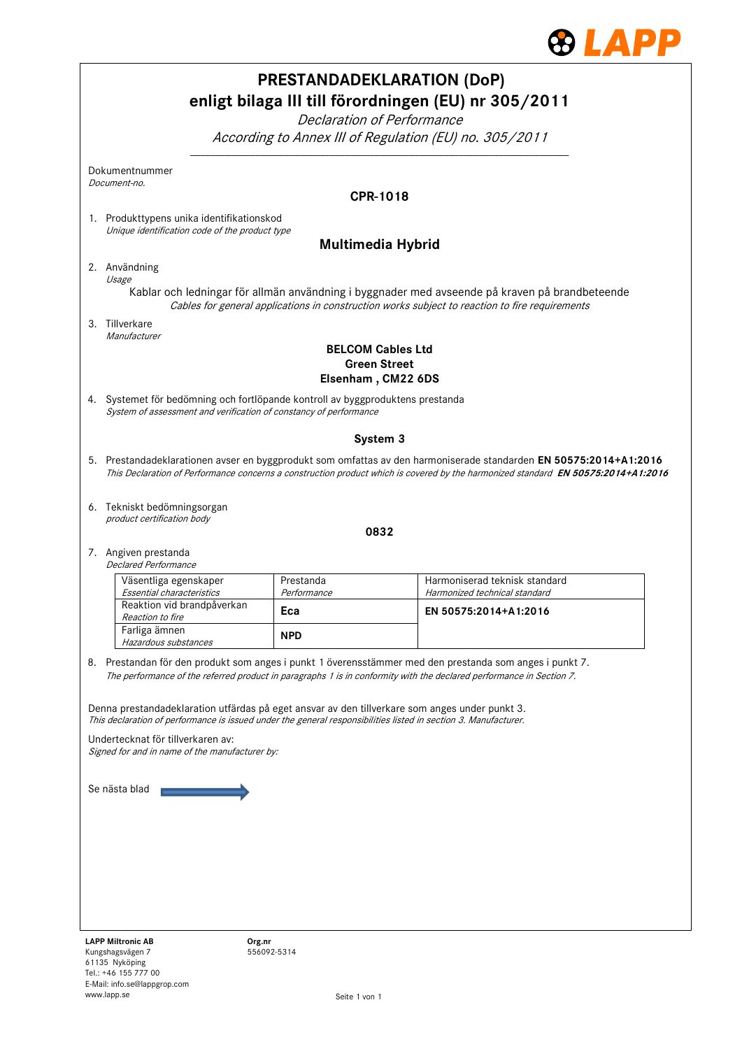# PRESTANDADEKLARATION (DoP)
# enligt bilaga III till förordningen (EU) nr 305/2011

*Declaration of Performance*

*According to Annex III of Regulation (EU) no. 305/2011*

Dokumentnummer
*Document-no.*

**CPR-1018**

1. Produkttypens unika identifikationskod
   *Unique identification code of the product type*

   **Multimedia Hybrid**

2. Användning
   *Usage*

   Kablar och ledningar för allmän användning i byggnader med avseende på kraven på brandbeteende
   *Cables for general applications in construction works subject to reaction to fire requirements*

3. Tillverkare
   *Manufacturer*

   **BELCOM Cables Ltd**
   **Green Street**
   **Elsenham , CM22 6DS**

4. Systemet för bedömning och fortlöpande kontroll av byggproduktens prestanda
   *System of assessment and verification of constancy of performance*

   **System 3**

5. Prestandadeklarationen avser en byggprodukt som omfattas av den harmoniserade standarden **EN 50575:2014+A1:2016**
   *This Declaration of Performance concerns a construction product which is covered by the harmonized standard* ***EN 50575:2014+A1:2016***

6. Tekniskt bedömningsorgan
   *product certification body*

   **0832**

7. Angiven prestanda
   *Declared Performance*

| Väsentliga egenskaper *Essential characteristics* | Prestanda *Performance* | Harmoniserad teknisk standard *Harmonized technical standard* |
|---|---|---|
| Reaktion vid brandpåverkan *Reaction to fire* | **Eca** | **EN 50575:2014+A1:2016** |
| Farliga ämnen *Hazardous substances* | **NPD** | |

8. Prestandan för den produkt som anges i punkt 1 överensstämmer med den prestanda som anges i punkt 7.
   *The performance of the referred product in paragraphs 1 is in conformity with the declared performance in Section 7.*

Denna prestandadeklaration utfärdas på eget ansvar av den tillverkare som anges under punkt 3.
*This declaration of performance is issued under the general responsibilities listed in section 3. Manufacturer.*

Undertecknat för tillverkaren av:
*Signed for and in name of the manufacturer by:*

Se nästa blad →

**LAPP Miltronic AB**
Kungshagsvägen 7
61135 Nyköping
Tel.: +46 155 777 00
E-Mail: info.se@lappgrop.com
www.lapp.se

**Org.nr**
556092-5314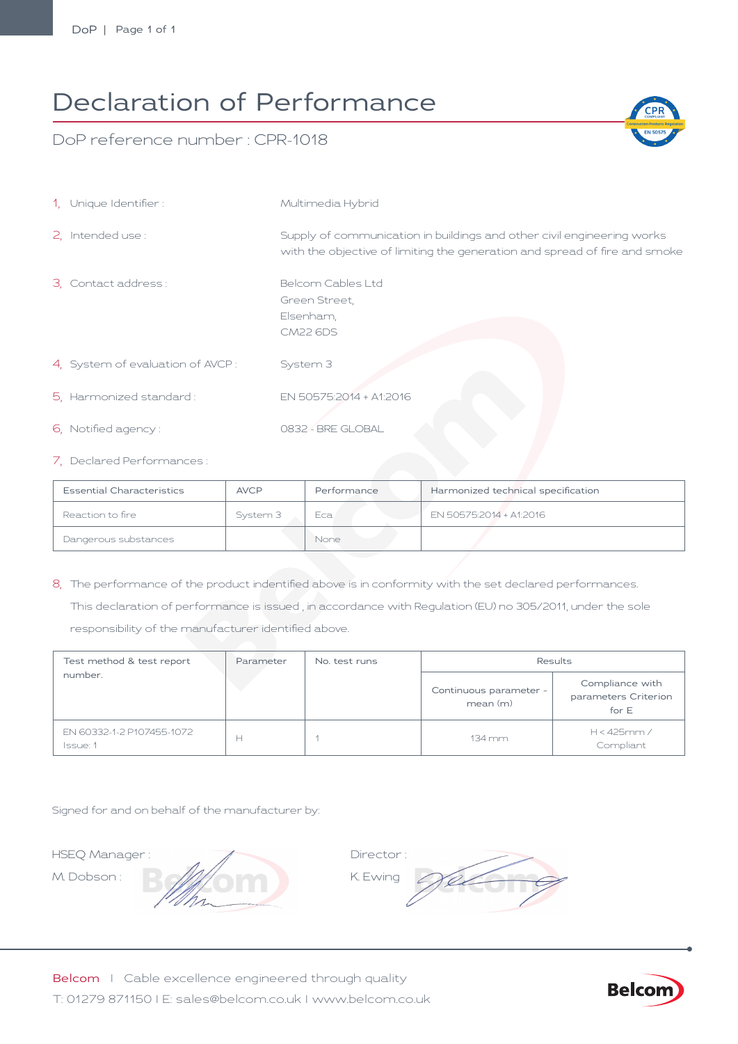# Declaration of Performance

## DoP reference number : CPR-1018

1, Unique Identifier : Multimedia Hybrid

2, Intended use : Supply of communication in buildings and other civil engineering works with the objective of limiting the generation and spread of fire and smoke

3, Contact address : Belcom Cables Ltd
Green Street,
Elsenham,
CM22 6DS

4, System of evaluation of AVCP : System 3

5, Harmonized standard : EN 50575:2014 + A1:2016

6, Notified agency : 0832 - BRE GLOBAL

7, Declared Performances :

| Essential Characteristics | AVCP | Performance | Harmonized technical specification |
|---|---|---|---|
| Reaction to fire | System 3 | Eca | EN 50575:2014 + A1:2016 |
| Dangerous substances | | None | |

8, The performance of the product indentified above is in conformity with the set declared performances.
This declaration of performance is issued , in accordance with Regulation (EU) no 305/2011, under the sole responsibility of the manufacturer identified above.

| Test method & test report number. | Parameter | No. test runs | Results | |
|---|---|---|---|---|
| | | | Continuous parameter - mean (m) | Compliance with parameters Criterion for E |
| EN 60332-1-2 P107455-1072 Issue: 1 | H | 1 | 134 mm | H < 425mm / Compliant |

Signed for and on behalf of the manufacturer by:

HSEQ Manager :
M. Dobson :

Director :
K. Ewing

Belcom | Cable excellence engineered through quality
T: 01279 871150 I E: sales@belcom.co.uk I www.belcom.co.uk